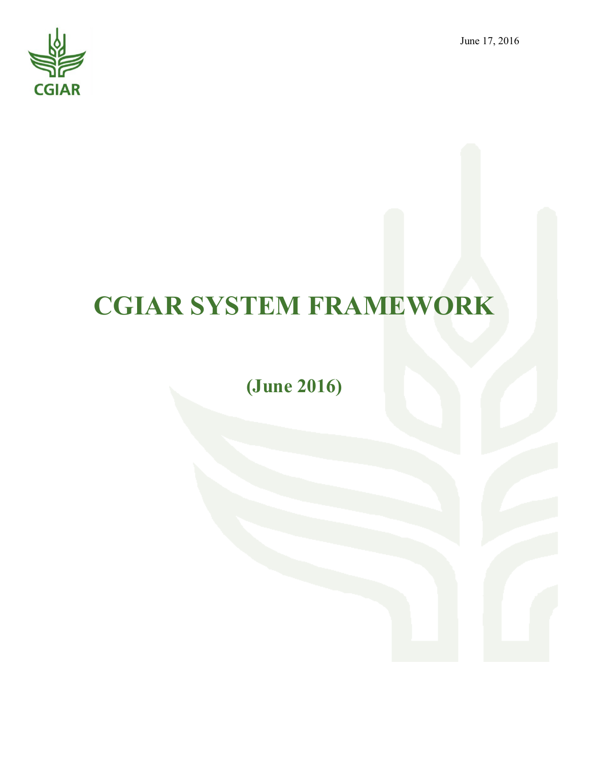June 17, 2016

CGIAR

# CGIAR SYSTEM FRAMEWORK

**(June 2016)**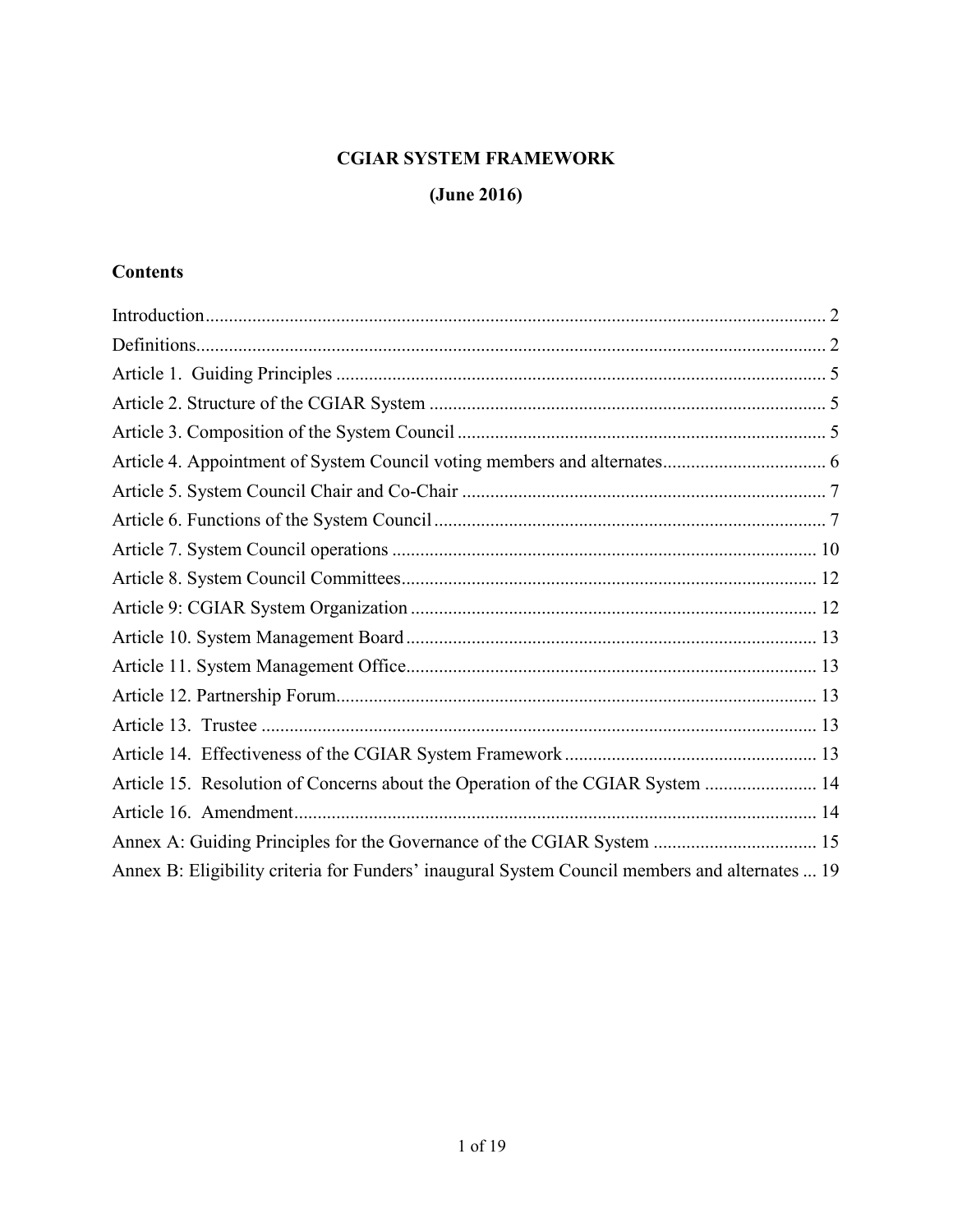# CGIAR SYSTEM FRAMEWORK

## (June 2016)

### Contents

| | |
|---|---|
| Introduction | 2 |
| Definitions | 2 |
| Article 1. Guiding Principles | 5 |
| Article 2. Structure of the CGIAR System | 5 |
| Article 3. Composition of the System Council | 5 |
| Article 4. Appointment of System Council voting members and alternates | 6 |
| Article 5. System Council Chair and Co-Chair | 7 |
| Article 6. Functions of the System Council | 7 |
| Article 7. System Council operations | 10 |
| Article 8. System Council Committees | 12 |
| Article 9: CGIAR System Organization | 12 |
| Article 10. System Management Board | 13 |
| Article 11. System Management Office | 13 |
| Article 12. Partnership Forum | 13 |
| Article 13. Trustee | 13 |
| Article 14. Effectiveness of the CGIAR System Framework | 13 |
| Article 15. Resolution of Concerns about the Operation of the CGIAR System | 14 |
| Article 16. Amendment | 14 |
| Annex A: Guiding Principles for the Governance of the CGIAR System | 15 |
| Annex B: Eligibility criteria for Funders' inaugural System Council members and alternates | 19 |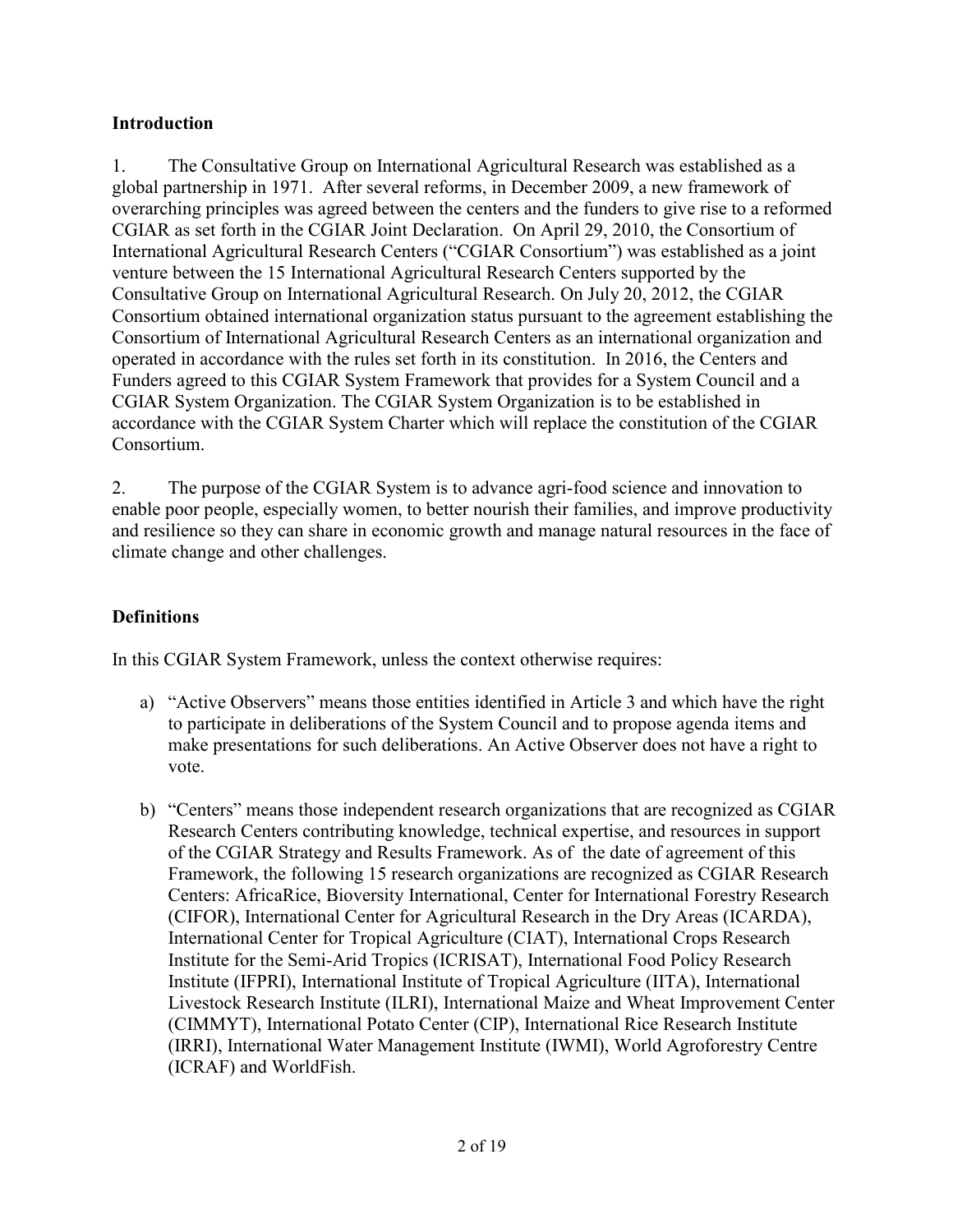## Introduction

1. The Consultative Group on International Agricultural Research was established as a global partnership in 1971. After several reforms, in December 2009, a new framework of overarching principles was agreed between the centers and the funders to give rise to a reformed CGIAR as set forth in the CGIAR Joint Declaration. On April 29, 2010, the Consortium of International Agricultural Research Centers ("CGIAR Consortium") was established as a joint venture between the 15 International Agricultural Research Centers supported by the Consultative Group on International Agricultural Research. On July 20, 2012, the CGIAR Consortium obtained international organization status pursuant to the agreement establishing the Consortium of International Agricultural Research Centers as an international organization and operated in accordance with the rules set forth in its constitution. In 2016, the Centers and Funders agreed to this CGIAR System Framework that provides for a System Council and a CGIAR System Organization. The CGIAR System Organization is to be established in accordance with the CGIAR System Charter which will replace the constitution of the CGIAR Consortium.

2. The purpose of the CGIAR System is to advance agri-food science and innovation to enable poor people, especially women, to better nourish their families, and improve productivity and resilience so they can share in economic growth and manage natural resources in the face of climate change and other challenges.

## Definitions

In this CGIAR System Framework, unless the context otherwise requires:

a) "Active Observers" means those entities identified in Article 3 and which have the right to participate in deliberations of the System Council and to propose agenda items and make presentations for such deliberations. An Active Observer does not have a right to vote.

b) "Centers" means those independent research organizations that are recognized as CGIAR Research Centers contributing knowledge, technical expertise, and resources in support of the CGIAR Strategy and Results Framework. As of the date of agreement of this Framework, the following 15 research organizations are recognized as CGIAR Research Centers: AfricaRice, Bioversity International, Center for International Forestry Research (CIFOR), International Center for Agricultural Research in the Dry Areas (ICARDA), International Center for Tropical Agriculture (CIAT), International Crops Research Institute for the Semi-Arid Tropics (ICRISAT), International Food Policy Research Institute (IFPRI), International Institute of Tropical Agriculture (IITA), International Livestock Research Institute (ILRI), International Maize and Wheat Improvement Center (CIMMYT), International Potato Center (CIP), International Rice Research Institute (IRRI), International Water Management Institute (IWMI), World Agroforestry Centre (ICRAF) and WorldFish.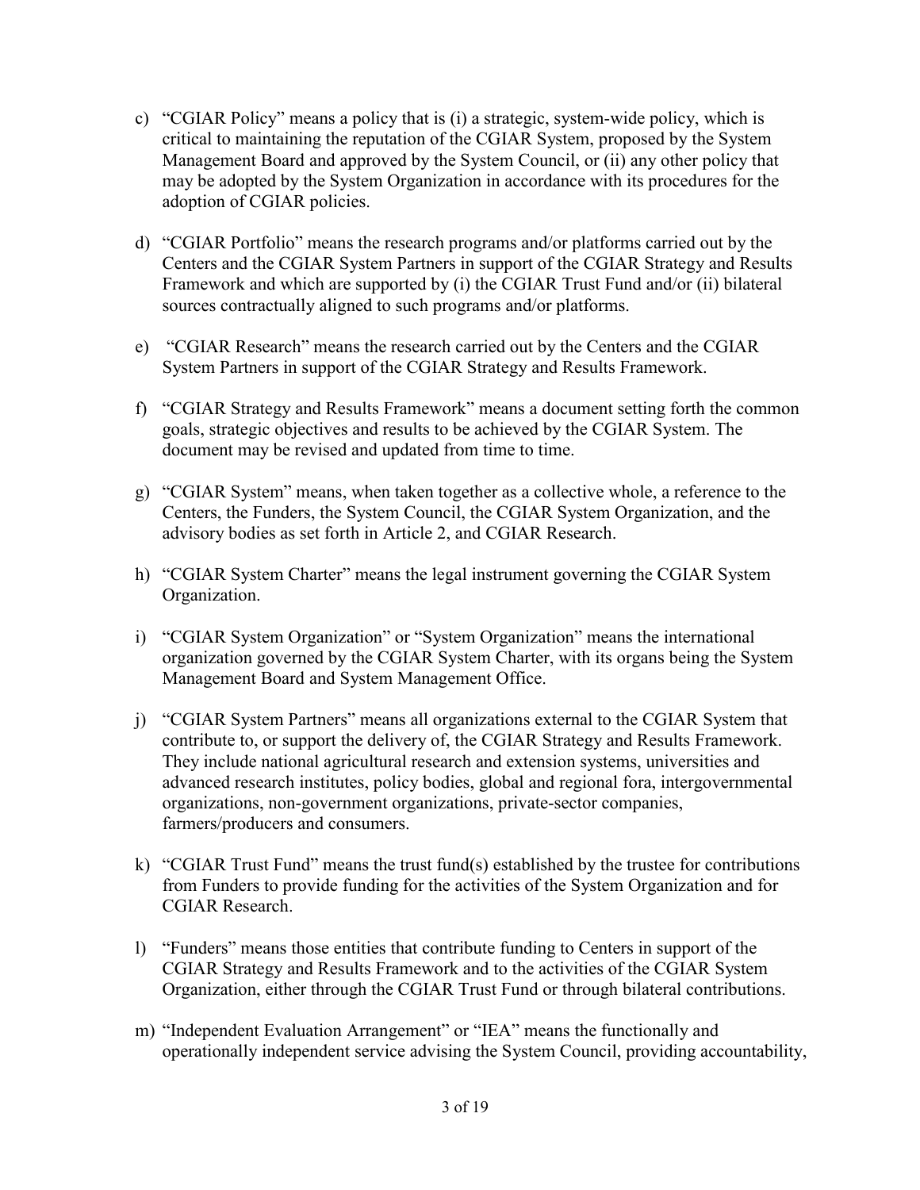c) "CGIAR Policy" means a policy that is (i) a strategic, system-wide policy, which is critical to maintaining the reputation of the CGIAR System, proposed by the System Management Board and approved by the System Council, or (ii) any other policy that may be adopted by the System Organization in accordance with its procedures for the adoption of CGIAR policies.

d) "CGIAR Portfolio" means the research programs and/or platforms carried out by the Centers and the CGIAR System Partners in support of the CGIAR Strategy and Results Framework and which are supported by (i) the CGIAR Trust Fund and/or (ii) bilateral sources contractually aligned to such programs and/or platforms.

e) "CGIAR Research" means the research carried out by the Centers and the CGIAR System Partners in support of the CGIAR Strategy and Results Framework.

f) "CGIAR Strategy and Results Framework" means a document setting forth the common goals, strategic objectives and results to be achieved by the CGIAR System. The document may be revised and updated from time to time.

g) "CGIAR System" means, when taken together as a collective whole, a reference to the Centers, the Funders, the System Council, the CGIAR System Organization, and the advisory bodies as set forth in Article 2, and CGIAR Research.

h) "CGIAR System Charter" means the legal instrument governing the CGIAR System Organization.

i) "CGIAR System Organization" or "System Organization" means the international organization governed by the CGIAR System Charter, with its organs being the System Management Board and System Management Office.

j) "CGIAR System Partners" means all organizations external to the CGIAR System that contribute to, or support the delivery of, the CGIAR Strategy and Results Framework. They include national agricultural research and extension systems, universities and advanced research institutes, policy bodies, global and regional fora, intergovernmental organizations, non-government organizations, private-sector companies, farmers/producers and consumers.

k) "CGIAR Trust Fund" means the trust fund(s) established by the trustee for contributions from Funders to provide funding for the activities of the System Organization and for CGIAR Research.

l) "Funders" means those entities that contribute funding to Centers in support of the CGIAR Strategy and Results Framework and to the activities of the CGIAR System Organization, either through the CGIAR Trust Fund or through bilateral contributions.

m) "Independent Evaluation Arrangement" or "IEA" means the functionally and operationally independent service advising the System Council, providing accountability,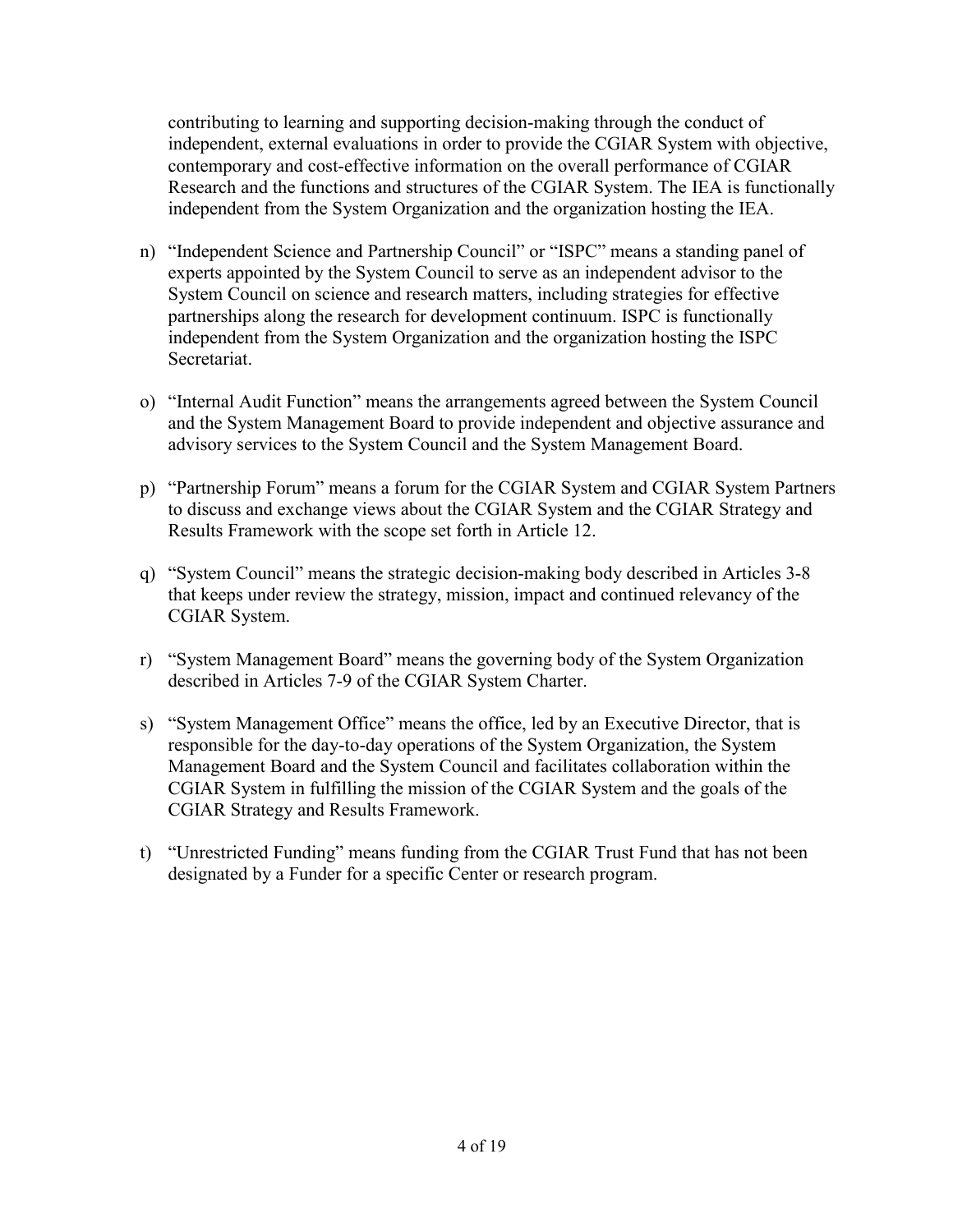contributing to learning and supporting decision-making through the conduct of independent, external evaluations in order to provide the CGIAR System with objective, contemporary and cost-effective information on the overall performance of CGIAR Research and the functions and structures of the CGIAR System. The IEA is functionally independent from the System Organization and the organization hosting the IEA.

n) "Independent Science and Partnership Council" or "ISPC" means a standing panel of experts appointed by the System Council to serve as an independent advisor to the System Council on science and research matters, including strategies for effective partnerships along the research for development continuum. ISPC is functionally independent from the System Organization and the organization hosting the ISPC Secretariat.

o) "Internal Audit Function" means the arrangements agreed between the System Council and the System Management Board to provide independent and objective assurance and advisory services to the System Council and the System Management Board.

p) "Partnership Forum" means a forum for the CGIAR System and CGIAR System Partners to discuss and exchange views about the CGIAR System and the CGIAR Strategy and Results Framework with the scope set forth in Article 12.

q) "System Council" means the strategic decision-making body described in Articles 3-8 that keeps under review the strategy, mission, impact and continued relevancy of the CGIAR System.

r) "System Management Board" means the governing body of the System Organization described in Articles 7-9 of the CGIAR System Charter.

s) "System Management Office" means the office, led by an Executive Director, that is responsible for the day-to-day operations of the System Organization, the System Management Board and the System Council and facilitates collaboration within the CGIAR System in fulfilling the mission of the CGIAR System and the goals of the CGIAR Strategy and Results Framework.

t) "Unrestricted Funding" means funding from the CGIAR Trust Fund that has not been designated by a Funder for a specific Center or research program.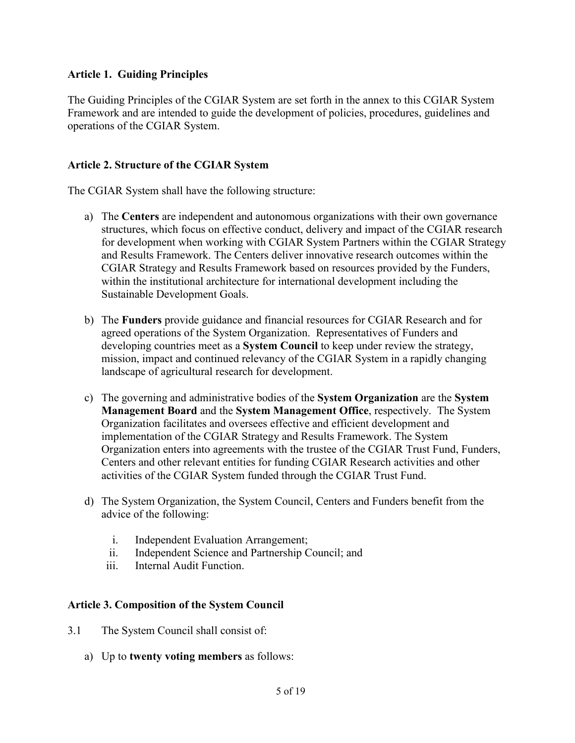### Article 1. Guiding Principles

The Guiding Principles of the CGIAR System are set forth in the annex to this CGIAR System Framework and are intended to guide the development of policies, procedures, guidelines and operations of the CGIAR System.

### Article 2. Structure of the CGIAR System

The CGIAR System shall have the following structure:

a) The **Centers** are independent and autonomous organizations with their own governance structures, which focus on effective conduct, delivery and impact of the CGIAR research for development when working with CGIAR System Partners within the CGIAR Strategy and Results Framework. The Centers deliver innovative research outcomes within the CGIAR Strategy and Results Framework based on resources provided by the Funders, within the institutional architecture for international development including the Sustainable Development Goals.

b) The **Funders** provide guidance and financial resources for CGIAR Research and for agreed operations of the System Organization. Representatives of Funders and developing countries meet as a **System Council** to keep under review the strategy, mission, impact and continued relevancy of the CGIAR System in a rapidly changing landscape of agricultural research for development.

c) The governing and administrative bodies of the **System Organization** are the **System Management Board** and the **System Management Office**, respectively. The System Organization facilitates and oversees effective and efficient development and implementation of the CGIAR Strategy and Results Framework. The System Organization enters into agreements with the trustee of the CGIAR Trust Fund, Funders, Centers and other relevant entities for funding CGIAR Research activities and other activities of the CGIAR System funded through the CGIAR Trust Fund.

d) The System Organization, the System Council, Centers and Funders benefit from the advice of the following:

   i. Independent Evaluation Arrangement;
   ii. Independent Science and Partnership Council; and
   iii. Internal Audit Function.

### Article 3. Composition of the System Council

3.1 The System Council shall consist of:

a) Up to **twenty voting members** as follows: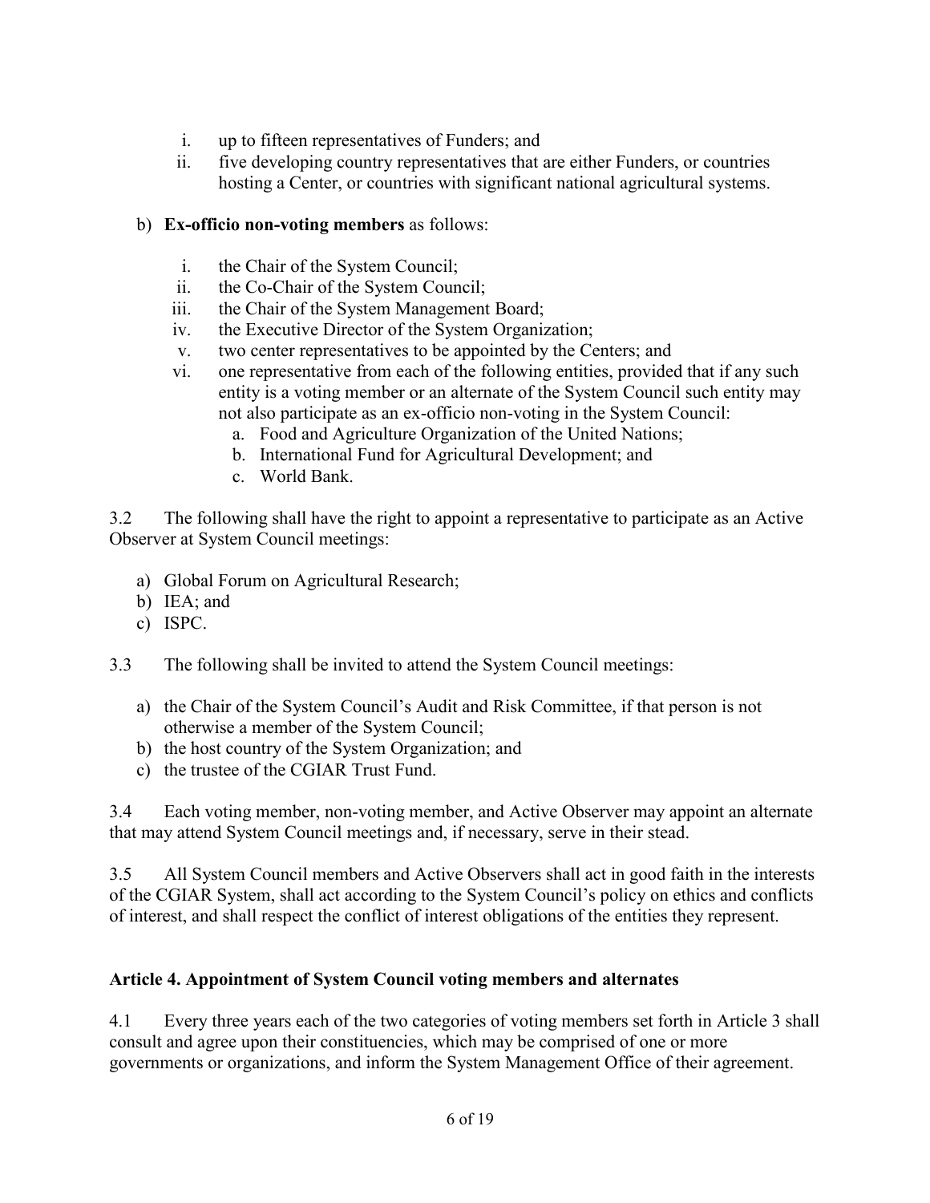i. up to fifteen representatives of Funders; and
   ii. five developing country representatives that are either Funders, or countries hosting a Center, or countries with significant national agricultural systems.

b) **Ex-officio non-voting members** as follows:

   i. the Chair of the System Council;
   ii. the Co-Chair of the System Council;
   iii. the Chair of the System Management Board;
   iv. the Executive Director of the System Organization;
   v. two center representatives to be appointed by the Centers; and
   vi. one representative from each of the following entities, provided that if any such entity is a voting member or an alternate of the System Council such entity may not also participate as an ex-officio non-voting in the System Council:
      a. Food and Agriculture Organization of the United Nations;
      b. International Fund for Agricultural Development; and
      c. World Bank.

3.2 The following shall have the right to appoint a representative to participate as an Active Observer at System Council meetings:

a) Global Forum on Agricultural Research;
b) IEA; and
c) ISPC.

3.3 The following shall be invited to attend the System Council meetings:

a) the Chair of the System Council's Audit and Risk Committee, if that person is not otherwise a member of the System Council;
b) the host country of the System Organization; and
c) the trustee of the CGIAR Trust Fund.

3.4 Each voting member, non-voting member, and Active Observer may appoint an alternate that may attend System Council meetings and, if necessary, serve in their stead.

3.5 All System Council members and Active Observers shall act in good faith in the interests of the CGIAR System, shall act according to the System Council's policy on ethics and conflicts of interest, and shall respect the conflict of interest obligations of the entities they represent.

**Article 4. Appointment of System Council voting members and alternates**

4.1 Every three years each of the two categories of voting members set forth in Article 3 shall consult and agree upon their constituencies, which may be comprised of one or more governments or organizations, and inform the System Management Office of their agreement.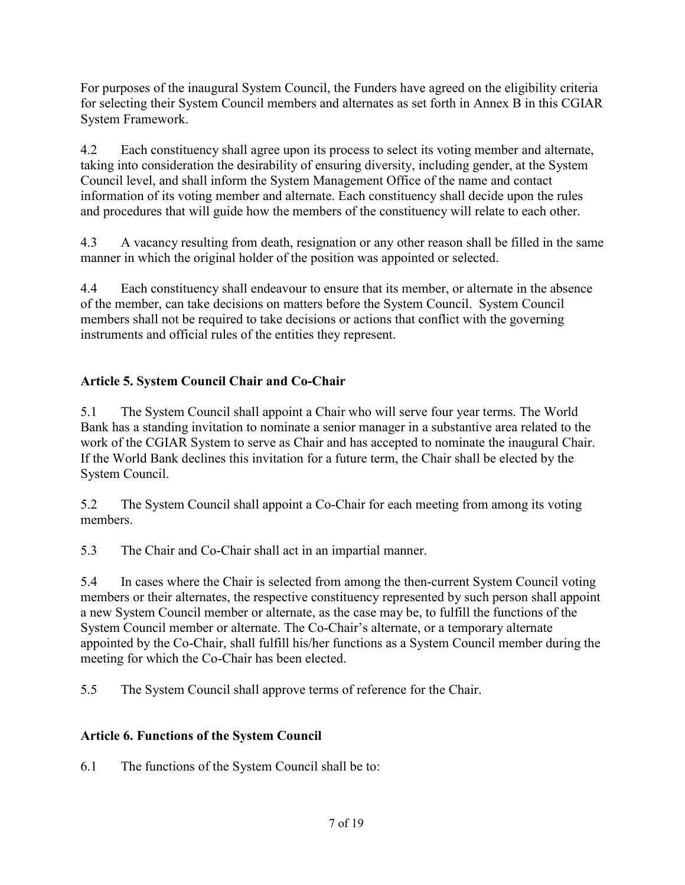For purposes of the inaugural System Council, the Funders have agreed on the eligibility criteria for selecting their System Council members and alternates as set forth in Annex B in this CGIAR System Framework.

4.2 Each constituency shall agree upon its process to select its voting member and alternate, taking into consideration the desirability of ensuring diversity, including gender, at the System Council level, and shall inform the System Management Office of the name and contact information of its voting member and alternate. Each constituency shall decide upon the rules and procedures that will guide how the members of the constituency will relate to each other.

4.3 A vacancy resulting from death, resignation or any other reason shall be filled in the same manner in which the original holder of the position was appointed or selected.

4.4 Each constituency shall endeavour to ensure that its member, or alternate in the absence of the member, can take decisions on matters before the System Council. System Council members shall not be required to take decisions or actions that conflict with the governing instruments and official rules of the entities they represent.

## Article 5. System Council Chair and Co-Chair

5.1 The System Council shall appoint a Chair who will serve four year terms. The World Bank has a standing invitation to nominate a senior manager in a substantive area related to the work of the CGIAR System to serve as Chair and has accepted to nominate the inaugural Chair. If the World Bank declines this invitation for a future term, the Chair shall be elected by the System Council.

5.2 The System Council shall appoint a Co-Chair for each meeting from among its voting members.

5.3 The Chair and Co-Chair shall act in an impartial manner.

5.4 In cases where the Chair is selected from among the then-current System Council voting members or their alternates, the respective constituency represented by such person shall appoint a new System Council member or alternate, as the case may be, to fulfill the functions of the System Council member or alternate. The Co-Chair's alternate, or a temporary alternate appointed by the Co-Chair, shall fulfill his/her functions as a System Council member during the meeting for which the Co-Chair has been elected.

5.5 The System Council shall approve terms of reference for the Chair.

## Article 6. Functions of the System Council

6.1 The functions of the System Council shall be to: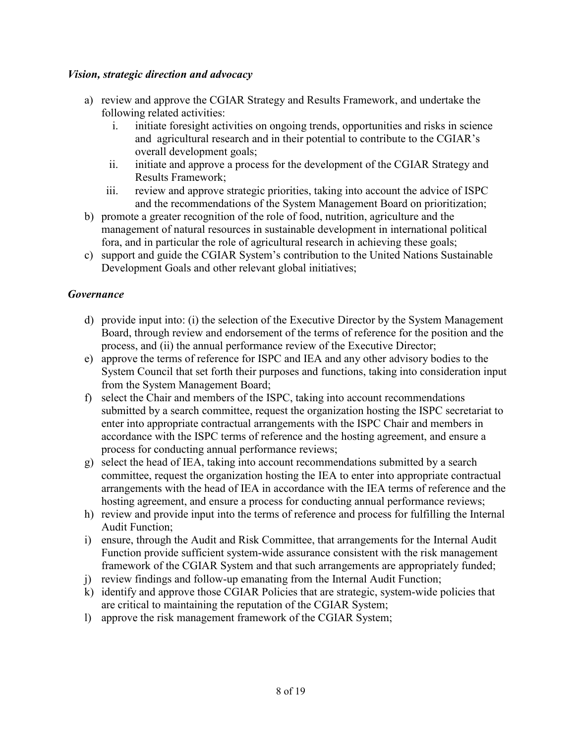### *Vision, strategic direction and advocacy*

a) review and approve the CGIAR Strategy and Results Framework, and undertake the following related activities:
   i. initiate foresight activities on ongoing trends, opportunities and risks in science and agricultural research and in their potential to contribute to the CGIAR's overall development goals;
   ii. initiate and approve a process for the development of the CGIAR Strategy and Results Framework;
   iii. review and approve strategic priorities, taking into account the advice of ISPC and the recommendations of the System Management Board on prioritization;

b) promote a greater recognition of the role of food, nutrition, agriculture and the management of natural resources in sustainable development in international political fora, and in particular the role of agricultural research in achieving these goals;

c) support and guide the CGIAR System's contribution to the United Nations Sustainable Development Goals and other relevant global initiatives;

### *Governance*

d) provide input into: (i) the selection of the Executive Director by the System Management Board, through review and endorsement of the terms of reference for the position and the process, and (ii) the annual performance review of the Executive Director;

e) approve the terms of reference for ISPC and IEA and any other advisory bodies to the System Council that set forth their purposes and functions, taking into consideration input from the System Management Board;

f) select the Chair and members of the ISPC, taking into account recommendations submitted by a search committee, request the organization hosting the ISPC secretariat to enter into appropriate contractual arrangements with the ISPC Chair and members in accordance with the ISPC terms of reference and the hosting agreement, and ensure a process for conducting annual performance reviews;

g) select the head of IEA, taking into account recommendations submitted by a search committee, request the organization hosting the IEA to enter into appropriate contractual arrangements with the head of IEA in accordance with the IEA terms of reference and the hosting agreement, and ensure a process for conducting annual performance reviews;

h) review and provide input into the terms of reference and process for fulfilling the Internal Audit Function;

i) ensure, through the Audit and Risk Committee, that arrangements for the Internal Audit Function provide sufficient system-wide assurance consistent with the risk management framework of the CGIAR System and that such arrangements are appropriately funded;

j) review findings and follow-up emanating from the Internal Audit Function;

k) identify and approve those CGIAR Policies that are strategic, system-wide policies that are critical to maintaining the reputation of the CGIAR System;

l) approve the risk management framework of the CGIAR System;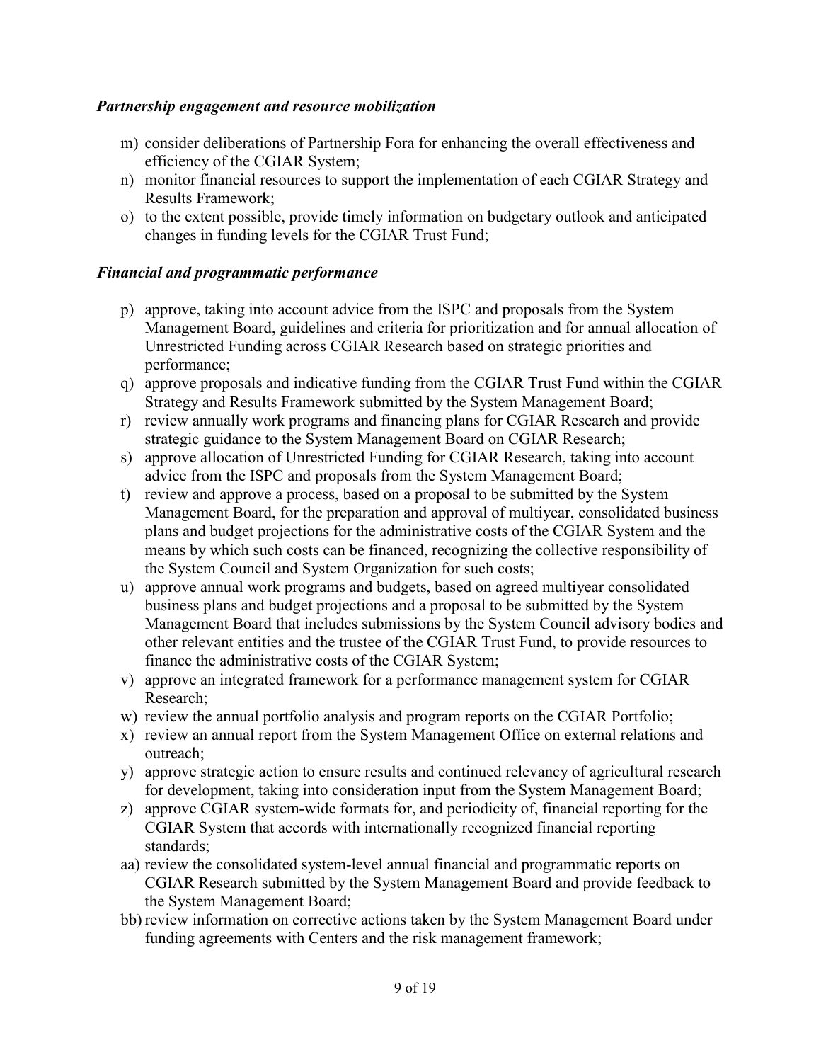***Partnership engagement and resource mobilization***

m) consider deliberations of Partnership Fora for enhancing the overall effectiveness and efficiency of the CGIAR System;
n) monitor financial resources to support the implementation of each CGIAR Strategy and Results Framework;
o) to the extent possible, provide timely information on budgetary outlook and anticipated changes in funding levels for the CGIAR Trust Fund;

***Financial and programmatic performance***

p) approve, taking into account advice from the ISPC and proposals from the System Management Board, guidelines and criteria for prioritization and for annual allocation of Unrestricted Funding across CGIAR Research based on strategic priorities and performance;
q) approve proposals and indicative funding from the CGIAR Trust Fund within the CGIAR Strategy and Results Framework submitted by the System Management Board;
r) review annually work programs and financing plans for CGIAR Research and provide strategic guidance to the System Management Board on CGIAR Research;
s) approve allocation of Unrestricted Funding for CGIAR Research, taking into account advice from the ISPC and proposals from the System Management Board;
t) review and approve a process, based on a proposal to be submitted by the System Management Board, for the preparation and approval of multiyear, consolidated business plans and budget projections for the administrative costs of the CGIAR System and the means by which such costs can be financed, recognizing the collective responsibility of the System Council and System Organization for such costs;
u) approve annual work programs and budgets, based on agreed multiyear consolidated business plans and budget projections and a proposal to be submitted by the System Management Board that includes submissions by the System Council advisory bodies and other relevant entities and the trustee of the CGIAR Trust Fund, to provide resources to finance the administrative costs of the CGIAR System;
v) approve an integrated framework for a performance management system for CGIAR Research;
w) review the annual portfolio analysis and program reports on the CGIAR Portfolio;
x) review an annual report from the System Management Office on external relations and outreach;
y) approve strategic action to ensure results and continued relevancy of agricultural research for development, taking into consideration input from the System Management Board;
z) approve CGIAR system-wide formats for, and periodicity of, financial reporting for the CGIAR System that accords with internationally recognized financial reporting standards;
aa) review the consolidated system-level annual financial and programmatic reports on CGIAR Research submitted by the System Management Board and provide feedback to the System Management Board;
bb) review information on corrective actions taken by the System Management Board under funding agreements with Centers and the risk management framework;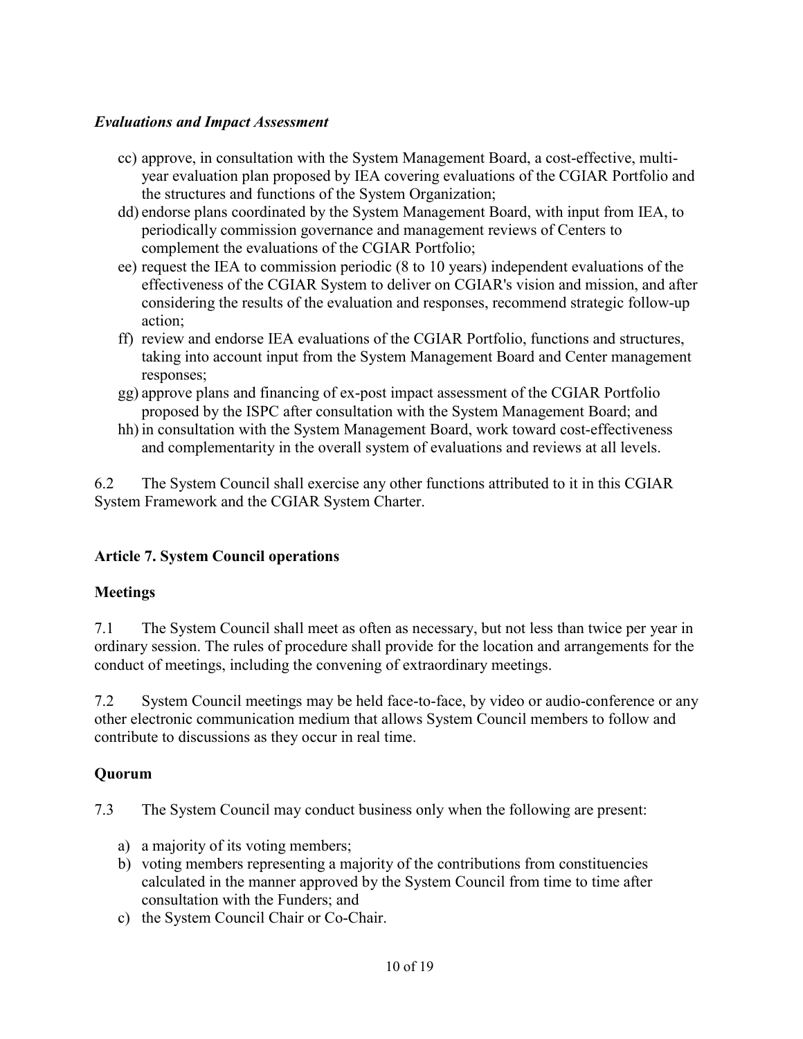### *Evaluations and Impact Assessment*

cc) approve, in consultation with the System Management Board, a cost-effective, multi-year evaluation plan proposed by IEA covering evaluations of the CGIAR Portfolio and the structures and functions of the System Organization;

dd) endorse plans coordinated by the System Management Board, with input from IEA, to periodically commission governance and management reviews of Centers to complement the evaluations of the CGIAR Portfolio;

ee) request the IEA to commission periodic (8 to 10 years) independent evaluations of the effectiveness of the CGIAR System to deliver on CGIAR's vision and mission, and after considering the results of the evaluation and responses, recommend strategic follow-up action;

ff) review and endorse IEA evaluations of the CGIAR Portfolio, functions and structures, taking into account input from the System Management Board and Center management responses;

gg) approve plans and financing of ex-post impact assessment of the CGIAR Portfolio proposed by the ISPC after consultation with the System Management Board; and

hh) in consultation with the System Management Board, work toward cost-effectiveness and complementarity in the overall system of evaluations and reviews at all levels.

6.2 The System Council shall exercise any other functions attributed to it in this CGIAR System Framework and the CGIAR System Charter.

## Article 7. System Council operations

### Meetings

7.1 The System Council shall meet as often as necessary, but not less than twice per year in ordinary session. The rules of procedure shall provide for the location and arrangements for the conduct of meetings, including the convening of extraordinary meetings.

7.2 System Council meetings may be held face-to-face, by video or audio-conference or any other electronic communication medium that allows System Council members to follow and contribute to discussions as they occur in real time.

### Quorum

7.3 The System Council may conduct business only when the following are present:

a) a majority of its voting members;
b) voting members representing a majority of the contributions from constituencies calculated in the manner approved by the System Council from time to time after consultation with the Funders; and
c) the System Council Chair or Co-Chair.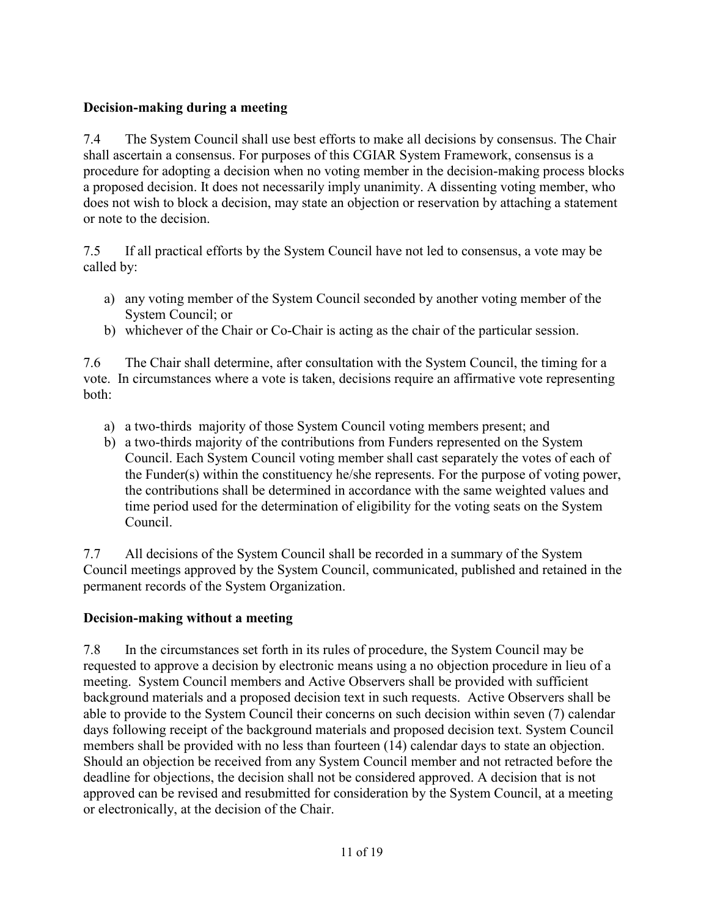**Decision-making during a meeting**

7.4 The System Council shall use best efforts to make all decisions by consensus. The Chair shall ascertain a consensus. For purposes of this CGIAR System Framework, consensus is a procedure for adopting a decision when no voting member in the decision-making process blocks a proposed decision. It does not necessarily imply unanimity. A dissenting voting member, who does not wish to block a decision, may state an objection or reservation by attaching a statement or note to the decision.

7.5 If all practical efforts by the System Council have not led to consensus, a vote may be called by:

a) any voting member of the System Council seconded by another voting member of the System Council; or
b) whichever of the Chair or Co-Chair is acting as the chair of the particular session.

7.6 The Chair shall determine, after consultation with the System Council, the timing for a vote. In circumstances where a vote is taken, decisions require an affirmative vote representing both:

a) a two-thirds majority of those System Council voting members present; and
b) a two-thirds majority of the contributions from Funders represented on the System Council. Each System Council voting member shall cast separately the votes of each of the Funder(s) within the constituency he/she represents. For the purpose of voting power, the contributions shall be determined in accordance with the same weighted values and time period used for the determination of eligibility for the voting seats on the System Council.

7.7 All decisions of the System Council shall be recorded in a summary of the System Council meetings approved by the System Council, communicated, published and retained in the permanent records of the System Organization.

**Decision-making without a meeting**

7.8 In the circumstances set forth in its rules of procedure, the System Council may be requested to approve a decision by electronic means using a no objection procedure in lieu of a meeting. System Council members and Active Observers shall be provided with sufficient background materials and a proposed decision text in such requests. Active Observers shall be able to provide to the System Council their concerns on such decision within seven (7) calendar days following receipt of the background materials and proposed decision text. System Council members shall be provided with no less than fourteen (14) calendar days to state an objection. Should an objection be received from any System Council member and not retracted before the deadline for objections, the decision shall not be considered approved. A decision that is not approved can be revised and resubmitted for consideration by the System Council, at a meeting or electronically, at the decision of the Chair.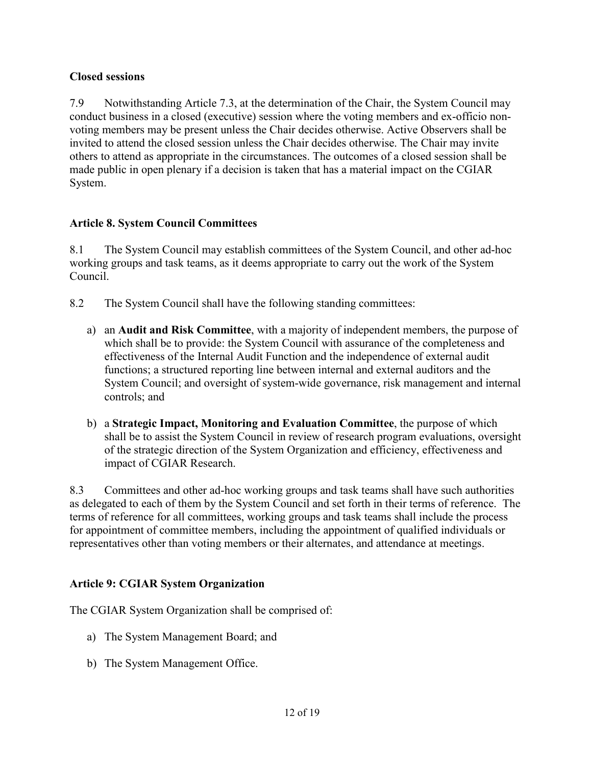**Closed sessions**

7.9 Notwithstanding Article 7.3, at the determination of the Chair, the System Council may conduct business in a closed (executive) session where the voting members and ex-officio non-voting members may be present unless the Chair decides otherwise. Active Observers shall be invited to attend the closed session unless the Chair decides otherwise. The Chair may invite others to attend as appropriate in the circumstances. The outcomes of a closed session shall be made public in open plenary if a decision is taken that has a material impact on the CGIAR System.

## Article 8. System Council Committees

8.1 The System Council may establish committees of the System Council, and other ad-hoc working groups and task teams, as it deems appropriate to carry out the work of the System Council.

8.2 The System Council shall have the following standing committees:

a) an **Audit and Risk Committee**, with a majority of independent members, the purpose of which shall be to provide: the System Council with assurance of the completeness and effectiveness of the Internal Audit Function and the independence of external audit functions; a structured reporting line between internal and external auditors and the System Council; and oversight of system-wide governance, risk management and internal controls; and

b) a **Strategic Impact, Monitoring and Evaluation Committee**, the purpose of which shall be to assist the System Council in review of research program evaluations, oversight of the strategic direction of the System Organization and efficiency, effectiveness and impact of CGIAR Research.

8.3 Committees and other ad-hoc working groups and task teams shall have such authorities as delegated to each of them by the System Council and set forth in their terms of reference. The terms of reference for all committees, working groups and task teams shall include the process for appointment of committee members, including the appointment of qualified individuals or representatives other than voting members or their alternates, and attendance at meetings.

## Article 9: CGIAR System Organization

The CGIAR System Organization shall be comprised of:

a) The System Management Board; and

b) The System Management Office.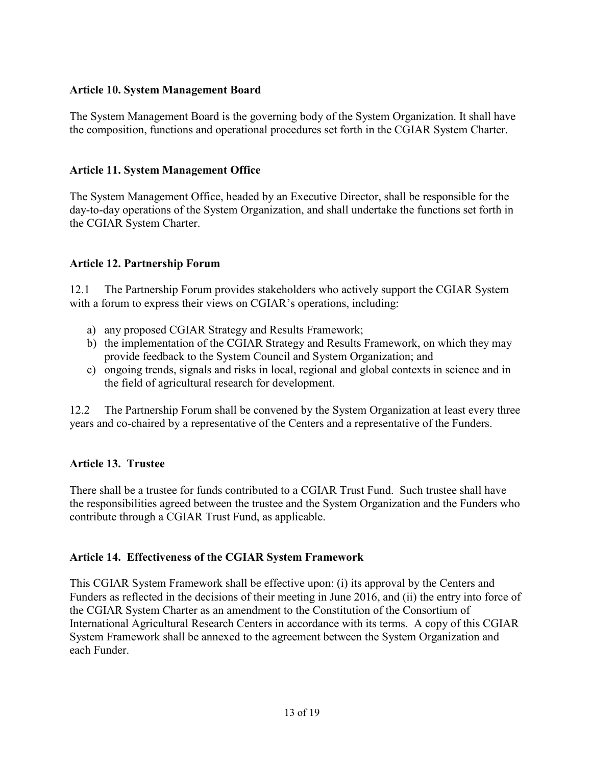**Article 10. System Management Board**

The System Management Board is the governing body of the System Organization. It shall have the composition, functions and operational procedures set forth in the CGIAR System Charter.

**Article 11. System Management Office**

The System Management Office, headed by an Executive Director, shall be responsible for the day-to-day operations of the System Organization, and shall undertake the functions set forth in the CGIAR System Charter.

**Article 12. Partnership Forum**

12.1 The Partnership Forum provides stakeholders who actively support the CGIAR System with a forum to express their views on CGIAR's operations, including:

a) any proposed CGIAR Strategy and Results Framework;
b) the implementation of the CGIAR Strategy and Results Framework, on which they may provide feedback to the System Council and System Organization; and
c) ongoing trends, signals and risks in local, regional and global contexts in science and in the field of agricultural research for development.

12.2 The Partnership Forum shall be convened by the System Organization at least every three years and co-chaired by a representative of the Centers and a representative of the Funders.

**Article 13. Trustee**

There shall be a trustee for funds contributed to a CGIAR Trust Fund. Such trustee shall have the responsibilities agreed between the trustee and the System Organization and the Funders who contribute through a CGIAR Trust Fund, as applicable.

**Article 14. Effectiveness of the CGIAR System Framework**

This CGIAR System Framework shall be effective upon: (i) its approval by the Centers and Funders as reflected in the decisions of their meeting in June 2016, and (ii) the entry into force of the CGIAR System Charter as an amendment to the Constitution of the Consortium of International Agricultural Research Centers in accordance with its terms. A copy of this CGIAR System Framework shall be annexed to the agreement between the System Organization and each Funder.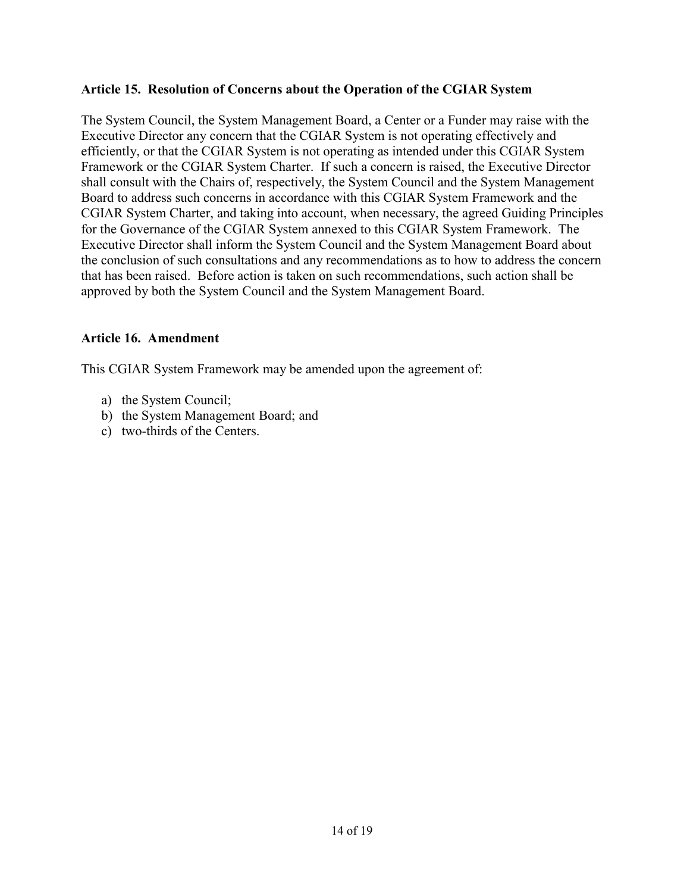## Article 15. Resolution of Concerns about the Operation of the CGIAR System

The System Council, the System Management Board, a Center or a Funder may raise with the Executive Director any concern that the CGIAR System is not operating effectively and efficiently, or that the CGIAR System is not operating as intended under this CGIAR System Framework or the CGIAR System Charter. If such a concern is raised, the Executive Director shall consult with the Chairs of, respectively, the System Council and the System Management Board to address such concerns in accordance with this CGIAR System Framework and the CGIAR System Charter, and taking into account, when necessary, the agreed Guiding Principles for the Governance of the CGIAR System annexed to this CGIAR System Framework. The Executive Director shall inform the System Council and the System Management Board about the conclusion of such consultations and any recommendations as to how to address the concern that has been raised. Before action is taken on such recommendations, such action shall be approved by both the System Council and the System Management Board.

## Article 16. Amendment

This CGIAR System Framework may be amended upon the agreement of:

a) the System Council;
b) the System Management Board; and
c) two-thirds of the Centers.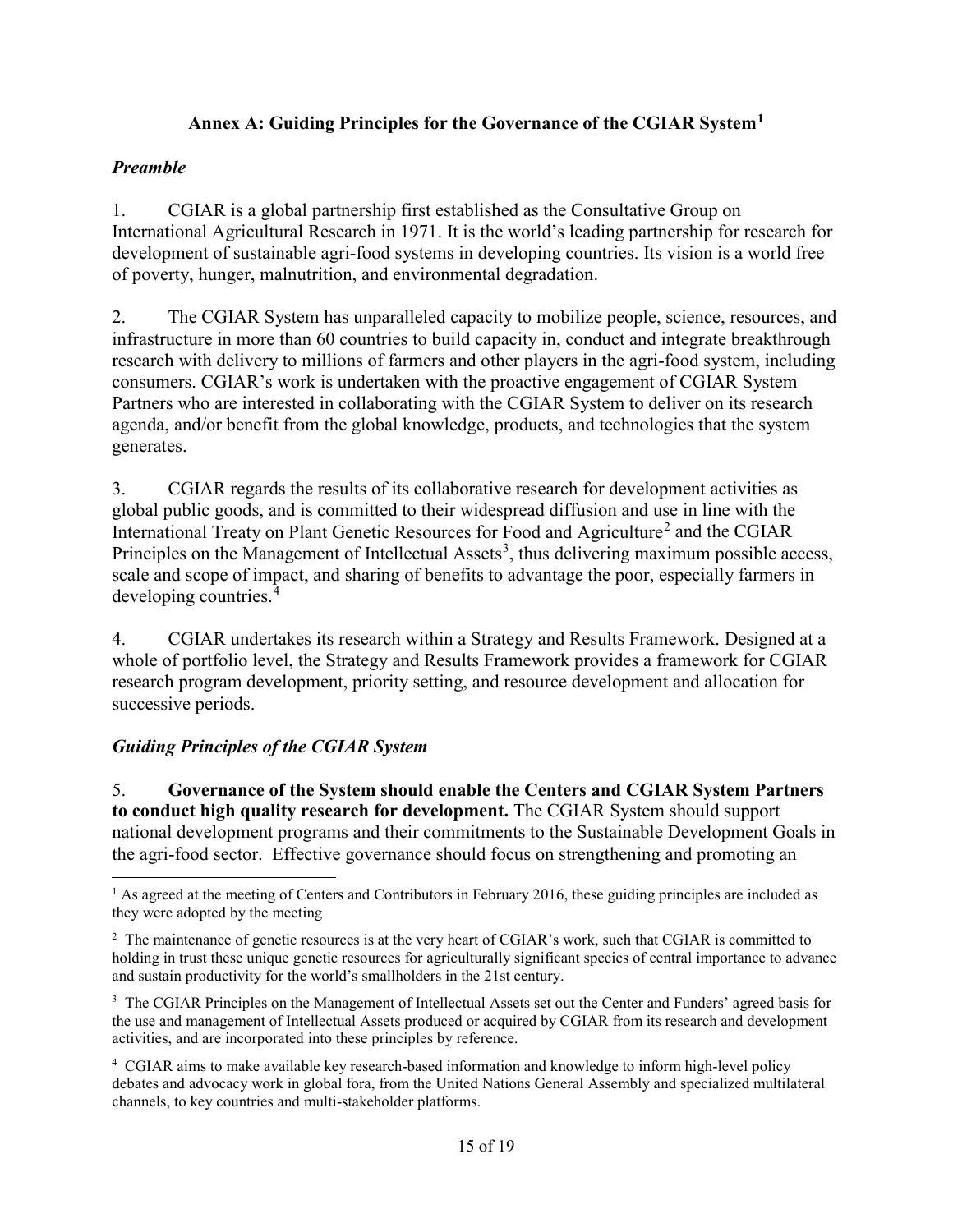## Annex A: Guiding Principles for the Governance of the CGIAR System[1]

### *Preamble*

1. CGIAR is a global partnership first established as the Consultative Group on International Agricultural Research in 1971. It is the world's leading partnership for research for development of sustainable agri-food systems in developing countries. Its vision is a world free of poverty, hunger, malnutrition, and environmental degradation.

2. The CGIAR System has unparalleled capacity to mobilize people, science, resources, and infrastructure in more than 60 countries to build capacity in, conduct and integrate breakthrough research with delivery to millions of farmers and other players in the agri-food system, including consumers. CGIAR's work is undertaken with the proactive engagement of CGIAR System Partners who are interested in collaborating with the CGIAR System to deliver on its research agenda, and/or benefit from the global knowledge, products, and technologies that the system generates.

3. CGIAR regards the results of its collaborative research for development activities as global public goods, and is committed to their widespread diffusion and use in line with the International Treaty on Plant Genetic Resources for Food and Agriculture[2] and the CGIAR Principles on the Management of Intellectual Assets[3], thus delivering maximum possible access, scale and scope of impact, and sharing of benefits to advantage the poor, especially farmers in developing countries.[4]

4. CGIAR undertakes its research within a Strategy and Results Framework. Designed at a whole of portfolio level, the Strategy and Results Framework provides a framework for CGIAR research program development, priority setting, and resource development and allocation for successive periods.

### *Guiding Principles of the CGIAR System*

5. **Governance of the System should enable the Centers and CGIAR System Partners to conduct high quality research for development.** The CGIAR System should support national development programs and their commitments to the Sustainable Development Goals in the agri-food sector. Effective governance should focus on strengthening and promoting an

---

[1] As agreed at the meeting of Centers and Contributors in February 2016, these guiding principles are included as they were adopted by the meeting

[2] The maintenance of genetic resources is at the very heart of CGIAR's work, such that CGIAR is committed to holding in trust these unique genetic resources for agriculturally significant species of central importance to advance and sustain productivity for the world's smallholders in the 21st century.

[3] The CGIAR Principles on the Management of Intellectual Assets set out the Center and Funders' agreed basis for the use and management of Intellectual Assets produced or acquired by CGIAR from its research and development activities, and are incorporated into these principles by reference.

[4] CGIAR aims to make available key research-based information and knowledge to inform high-level policy debates and advocacy work in global fora, from the United Nations General Assembly and specialized multilateral channels, to key countries and multi-stakeholder platforms.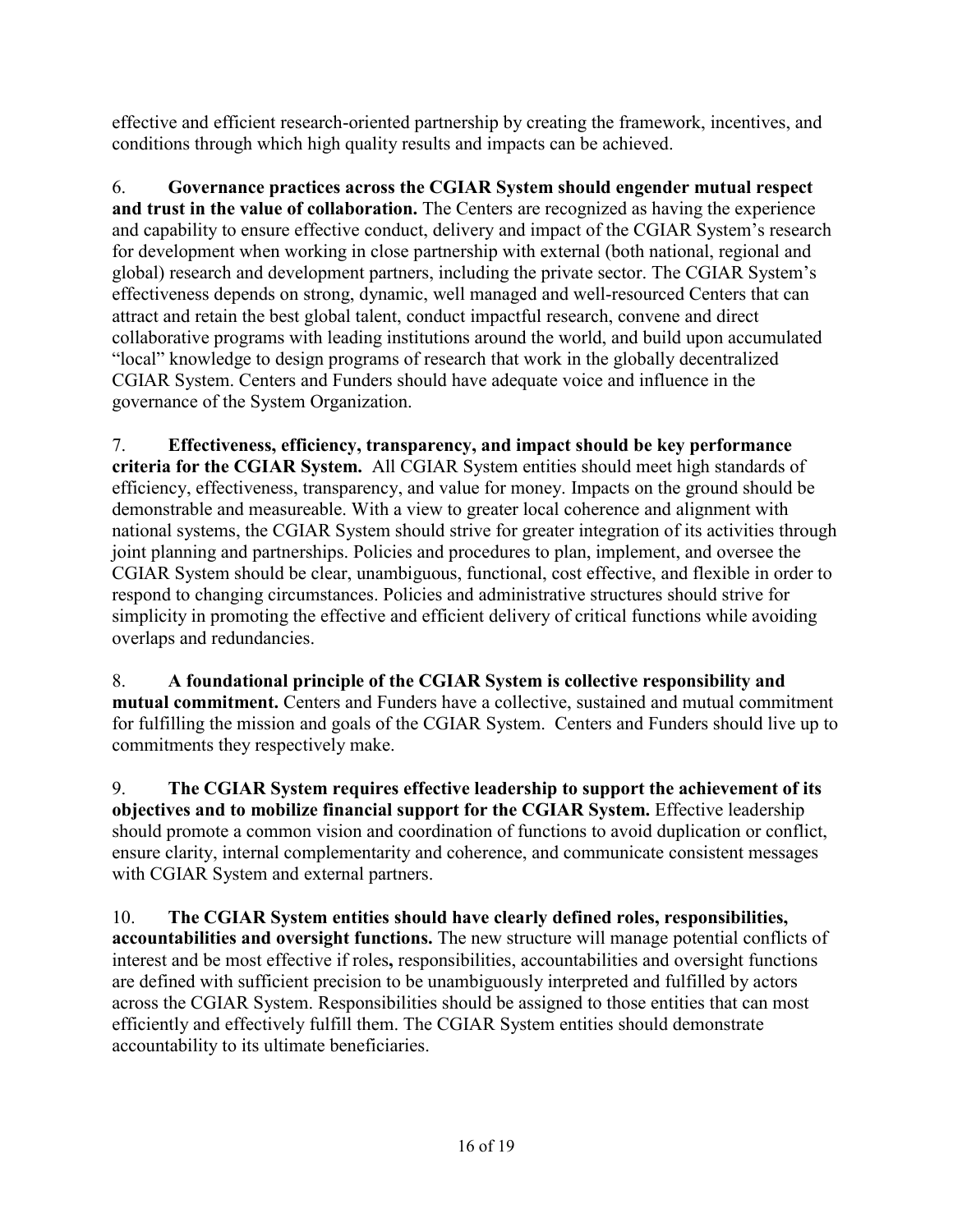effective and efficient research-oriented partnership by creating the framework, incentives, and conditions through which high quality results and impacts can be achieved.

6. **Governance practices across the CGIAR System should engender mutual respect and trust in the value of collaboration.** The Centers are recognized as having the experience and capability to ensure effective conduct, delivery and impact of the CGIAR System's research for development when working in close partnership with external (both national, regional and global) research and development partners, including the private sector. The CGIAR System's effectiveness depends on strong, dynamic, well managed and well-resourced Centers that can attract and retain the best global talent, conduct impactful research, convene and direct collaborative programs with leading institutions around the world, and build upon accumulated "local" knowledge to design programs of research that work in the globally decentralized CGIAR System. Centers and Funders should have adequate voice and influence in the governance of the System Organization.

7. **Effectiveness, efficiency, transparency, and impact should be key performance criteria for the CGIAR System.** All CGIAR System entities should meet high standards of efficiency, effectiveness, transparency, and value for money. Impacts on the ground should be demonstrable and measureable. With a view to greater local coherence and alignment with national systems, the CGIAR System should strive for greater integration of its activities through joint planning and partnerships. Policies and procedures to plan, implement, and oversee the CGIAR System should be clear, unambiguous, functional, cost effective, and flexible in order to respond to changing circumstances. Policies and administrative structures should strive for simplicity in promoting the effective and efficient delivery of critical functions while avoiding overlaps and redundancies.

8. **A foundational principle of the CGIAR System is collective responsibility and mutual commitment.** Centers and Funders have a collective, sustained and mutual commitment for fulfilling the mission and goals of the CGIAR System. Centers and Funders should live up to commitments they respectively make.

9. **The CGIAR System requires effective leadership to support the achievement of its objectives and to mobilize financial support for the CGIAR System.** Effective leadership should promote a common vision and coordination of functions to avoid duplication or conflict, ensure clarity, internal complementarity and coherence, and communicate consistent messages with CGIAR System and external partners.

10. **The CGIAR System entities should have clearly defined roles, responsibilities, accountabilities and oversight functions.** The new structure will manage potential conflicts of interest and be most effective if roles**,** responsibilities, accountabilities and oversight functions are defined with sufficient precision to be unambiguously interpreted and fulfilled by actors across the CGIAR System. Responsibilities should be assigned to those entities that can most efficiently and effectively fulfill them. The CGIAR System entities should demonstrate accountability to its ultimate beneficiaries.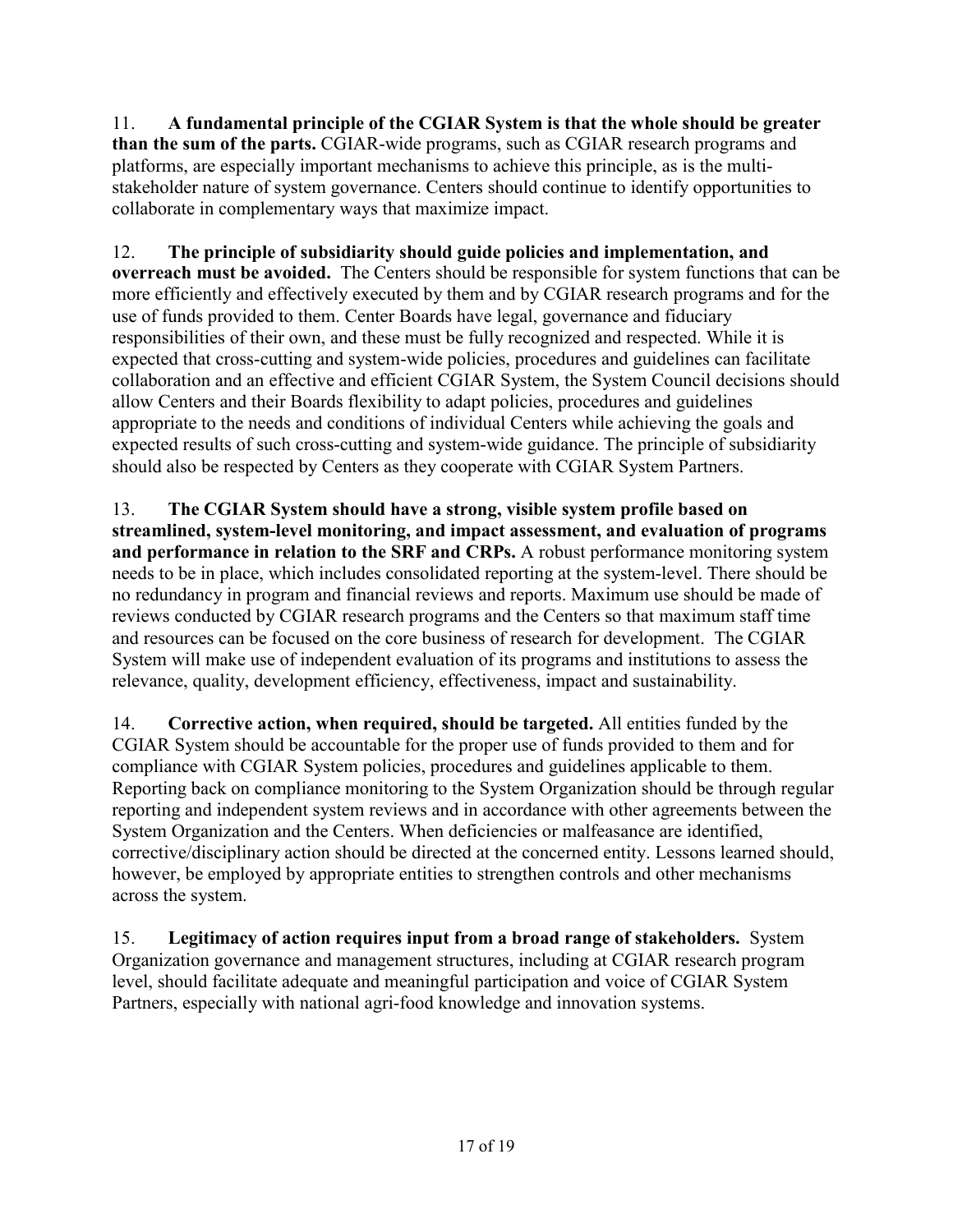11. **A fundamental principle of the CGIAR System is that the whole should be greater than the sum of the parts.** CGIAR-wide programs, such as CGIAR research programs and platforms, are especially important mechanisms to achieve this principle, as is the multi-stakeholder nature of system governance. Centers should continue to identify opportunities to collaborate in complementary ways that maximize impact.

12. **The principle of subsidiarity should guide policies and implementation, and overreach must be avoided.** The Centers should be responsible for system functions that can be more efficiently and effectively executed by them and by CGIAR research programs and for the use of funds provided to them. Center Boards have legal, governance and fiduciary responsibilities of their own, and these must be fully recognized and respected. While it is expected that cross-cutting and system-wide policies, procedures and guidelines can facilitate collaboration and an effective and efficient CGIAR System, the System Council decisions should allow Centers and their Boards flexibility to adapt policies, procedures and guidelines appropriate to the needs and conditions of individual Centers while achieving the goals and expected results of such cross-cutting and system-wide guidance. The principle of subsidiarity should also be respected by Centers as they cooperate with CGIAR System Partners.

13. **The CGIAR System should have a strong, visible system profile based on streamlined, system-level monitoring, and impact assessment, and evaluation of programs and performance in relation to the SRF and CRPs.** A robust performance monitoring system needs to be in place, which includes consolidated reporting at the system-level. There should be no redundancy in program and financial reviews and reports. Maximum use should be made of reviews conducted by CGIAR research programs and the Centers so that maximum staff time and resources can be focused on the core business of research for development. The CGIAR System will make use of independent evaluation of its programs and institutions to assess the relevance, quality, development efficiency, effectiveness, impact and sustainability.

14. **Corrective action, when required, should be targeted.** All entities funded by the CGIAR System should be accountable for the proper use of funds provided to them and for compliance with CGIAR System policies, procedures and guidelines applicable to them. Reporting back on compliance monitoring to the System Organization should be through regular reporting and independent system reviews and in accordance with other agreements between the System Organization and the Centers. When deficiencies or malfeasance are identified, corrective/disciplinary action should be directed at the concerned entity. Lessons learned should, however, be employed by appropriate entities to strengthen controls and other mechanisms across the system.

15. **Legitimacy of action requires input from a broad range of stakeholders.** System Organization governance and management structures, including at CGIAR research program level, should facilitate adequate and meaningful participation and voice of CGIAR System Partners, especially with national agri-food knowledge and innovation systems.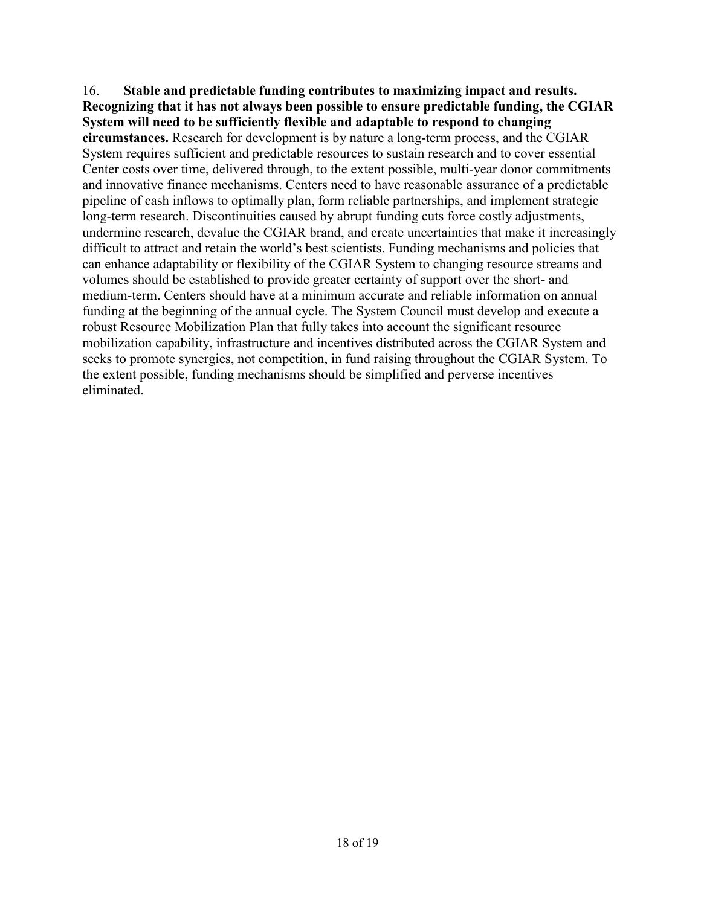16. **Stable and predictable funding contributes to maximizing impact and results. Recognizing that it has not always been possible to ensure predictable funding, the CGIAR System will need to be sufficiently flexible and adaptable to respond to changing circumstances.** Research for development is by nature a long-term process, and the CGIAR System requires sufficient and predictable resources to sustain research and to cover essential Center costs over time, delivered through, to the extent possible, multi-year donor commitments and innovative finance mechanisms. Centers need to have reasonable assurance of a predictable pipeline of cash inflows to optimally plan, form reliable partnerships, and implement strategic long-term research. Discontinuities caused by abrupt funding cuts force costly adjustments, undermine research, devalue the CGIAR brand, and create uncertainties that make it increasingly difficult to attract and retain the world's best scientists. Funding mechanisms and policies that can enhance adaptability or flexibility of the CGIAR System to changing resource streams and volumes should be established to provide greater certainty of support over the short- and medium-term. Centers should have at a minimum accurate and reliable information on annual funding at the beginning of the annual cycle. The System Council must develop and execute a robust Resource Mobilization Plan that fully takes into account the significant resource mobilization capability, infrastructure and incentives distributed across the CGIAR System and seeks to promote synergies, not competition, in fund raising throughout the CGIAR System. To the extent possible, funding mechanisms should be simplified and perverse incentives eliminated.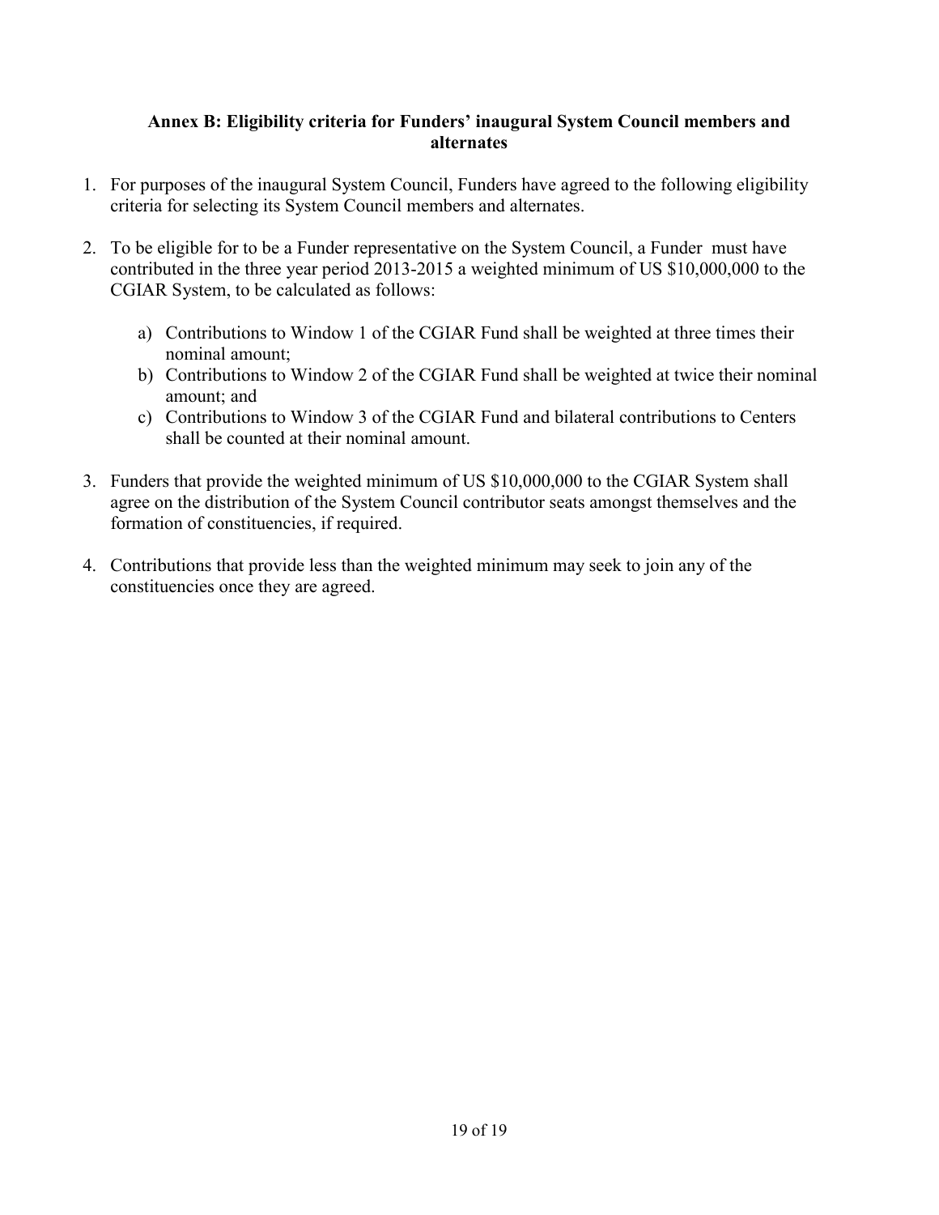## Annex B: Eligibility criteria for Funders' inaugural System Council members and alternates

1. For purposes of the inaugural System Council, Funders have agreed to the following eligibility criteria for selecting its System Council members and alternates.

2. To be eligible for to be a Funder representative on the System Council, a Funder must have contributed in the three year period 2013-2015 a weighted minimum of US $10,000,000 to the CGIAR System, to be calculated as follows:

   a) Contributions to Window 1 of the CGIAR Fund shall be weighted at three times their nominal amount;
   b) Contributions to Window 2 of the CGIAR Fund shall be weighted at twice their nominal amount; and
   c) Contributions to Window 3 of the CGIAR Fund and bilateral contributions to Centers shall be counted at their nominal amount.

3. Funders that provide the weighted minimum of US $10,000,000 to the CGIAR System shall agree on the distribution of the System Council contributor seats amongst themselves and the formation of constituencies, if required.

4. Contributions that provide less than the weighted minimum may seek to join any of the constituencies once they are agreed.